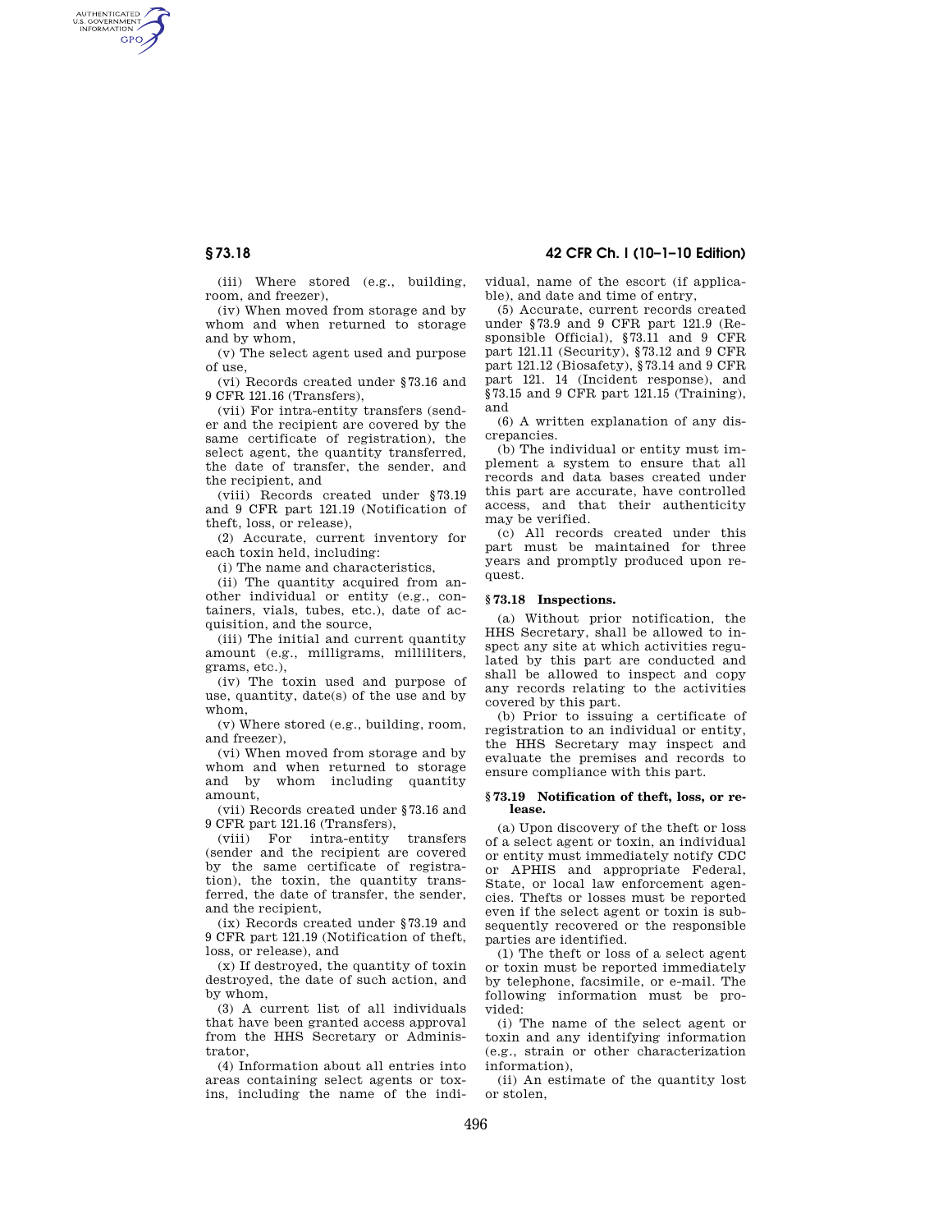(iii) Where stored (e.g., building, room, and freezer),

(iv) When moved from storage and by whom and when returned to storage and by whom,

(v) The select agent used and purpose of use,

(vi) Records created under §73.16 and 9 CFR 121.16 (Transfers),

(vii) For intra-entity transfers (sender and the recipient are covered by the same certificate of registration), the select agent, the quantity transferred, the date of transfer, the sender, and the recipient, and

(viii) Records created under §73.19 and 9 CFR part 121.19 (Notification of theft, loss, or release),

(2) Accurate, current inventory for each toxin held, including:

(i) The name and characteristics,

(ii) The quantity acquired from another individual or entity (e.g., containers, vials, tubes, etc.), date of acquisition, and the source,

(iii) The initial and current quantity amount (e.g., milligrams, milliliters, grams, etc.),

(iv) The toxin used and purpose of use, quantity, date(s) of the use and by whom,

(v) Where stored (e.g., building, room, and freezer),

(vi) When moved from storage and by whom and when returned to storage and by whom including quantity amount,

(vii) Records created under §73.16 and 9 CFR part 121.16 (Transfers),

(viii) For intra-entity transfers (sender and the recipient are covered by the same certificate of registration), the toxin, the quantity transferred, the date of transfer, the sender, and the recipient,

(ix) Records created under §73.19 and 9 CFR part 121.19 (Notification of theft, loss, or release), and

(x) If destroyed, the quantity of toxin destroyed, the date of such action, and by whom,

(3) A current list of all individuals that have been granted access approval from the HHS Secretary or Administrator,

(4) Information about all entries into areas containing select agents or toxins, including the name of the individual, name of the escort (if applicable), and date and time of entry,

(5) Accurate, current records created under §73.9 and 9 CFR part 121.9 (Responsible Official), §73.11 and 9 CFR part 121.11 (Security), §73.12 and 9 CFR part 121.12 (Biosafety), §73.14 and 9 CFR part 121. 14 (Incident response), and §73.15 and 9 CFR part 121.15 (Training), and

(6) A written explanation of any discrepancies.

(b) The individual or entity must implement a system to ensure that all records and data bases created under this part are accurate, have controlled access, and that their authenticity may be verified.

(c) All records created under this part must be maintained for three years and promptly produced upon request.

## § 73.18 Inspections.

(a) Without prior notification, the HHS Secretary, shall be allowed to inspect any site at which activities regulated by this part are conducted and shall be allowed to inspect and copy any records relating to the activities covered by this part.

(b) Prior to issuing a certificate of registration to an individual or entity, the HHS Secretary may inspect and evaluate the premises and records to ensure compliance with this part.

## § 73.19 Notification of theft, loss, or release.

(a) Upon discovery of the theft or loss of a select agent or toxin, an individual or entity must immediately notify CDC or APHIS and appropriate Federal, State, or local law enforcement agencies. Thefts or losses must be reported even if the select agent or toxin is subsequently recovered or the responsible parties are identified.

(1) The theft or loss of a select agent or toxin must be reported immediately by telephone, facsimile, or e-mail. The following information must be provided:

(i) The name of the select agent or toxin and any identifying information (e.g., strain or other characterization information),

(ii) An estimate of the quantity lost or stolen,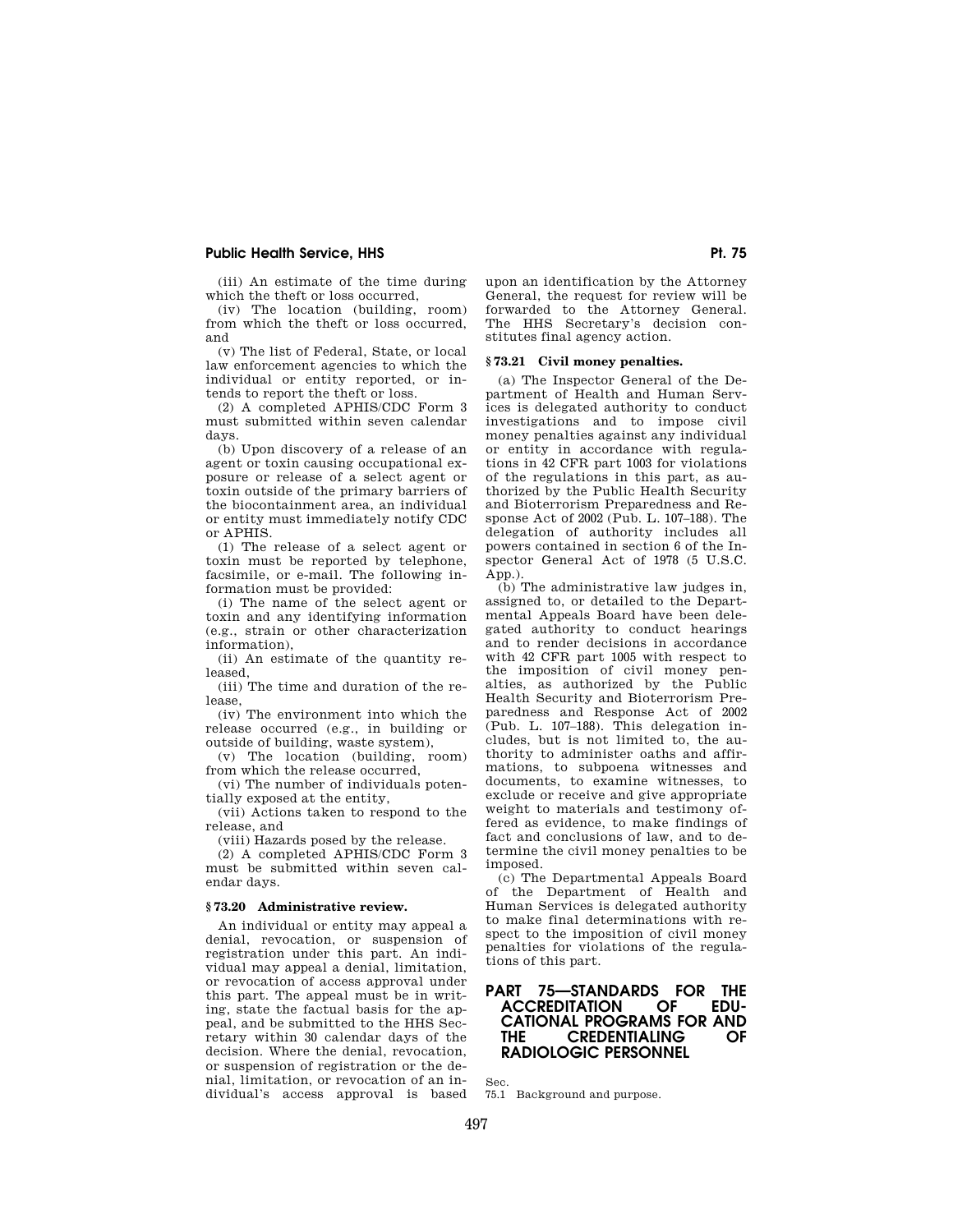(iii) An estimate of the time during which the theft or loss occurred,

(iv) The location (building, room) from which the theft or loss occurred, and

(v) The list of Federal, State, or local law enforcement agencies to which the individual or entity reported, or intends to report the theft or loss.

(2) A completed APHIS/CDC Form 3 must submitted within seven calendar days.

(b) Upon discovery of a release of an agent or toxin causing occupational exposure or release of a select agent or toxin outside of the primary barriers of the biocontainment area, an individual or entity must immediately notify CDC or APHIS.

(1) The release of a select agent or toxin must be reported by telephone, facsimile, or e-mail. The following information must be provided:

(i) The name of the select agent or toxin and any identifying information (e.g., strain or other characterization information),

(ii) An estimate of the quantity released,

(iii) The time and duration of the release,

(iv) The environment into which the release occurred (e.g., in building or outside of building, waste system),

(v) The location (building, room) from which the release occurred,

(vi) The number of individuals potentially exposed at the entity,

(vii) Actions taken to respond to the release, and

(viii) Hazards posed by the release.

(2) A completed APHIS/CDC Form 3 must be submitted within seven calendar days.

### § 73.20 Administrative review.

An individual or entity may appeal a denial, revocation, or suspension of registration under this part. An individual may appeal a denial, limitation, or revocation of access approval under this part. The appeal must be in writing, state the factual basis for the appeal, and be submitted to the HHS Secretary within 30 calendar days of the decision. Where the denial, revocation, or suspension of registration or the denial, limitation, or revocation of an individual's access approval is based upon an identification by the Attorney General, the request for review will be forwarded to the Attorney General. The HHS Secretary's decision constitutes final agency action.

### § 73.21 Civil money penalties.

(a) The Inspector General of the Department of Health and Human Services is delegated authority to conduct investigations and to impose civil money penalties against any individual or entity in accordance with regulations in 42 CFR part 1003 for violations of the regulations in this part, as authorized by the Public Health Security and Bioterrorism Preparedness and Response Act of 2002 (Pub. L. 107–188). The delegation of authority includes all powers contained in section 6 of the Inspector General Act of 1978 (5 U.S.C. App.).

(b) The administrative law judges in, assigned to, or detailed to the Departmental Appeals Board have been delegated authority to conduct hearings and to render decisions in accordance with 42 CFR part 1005 with respect to the imposition of civil money penalties, as authorized by the Public Health Security and Bioterrorism Preparedness and Response Act of 2002 (Pub. L. 107–188). This delegation includes, but is not limited to, the authority to administer oaths and affirmations, to subpoena witnesses and documents, to examine witnesses, to exclude or receive and give appropriate weight to materials and testimony offered as evidence, to make findings of fact and conclusions of law, and to determine the civil money penalties to be imposed.

(c) The Departmental Appeals Board of the Department of Health and Human Services is delegated authority to make final determinations with respect to the imposition of civil money penalties for violations of the regulations of this part.

## PART 75—STANDARDS FOR THE ACCREDITATION OF EDUCATIONAL PROGRAMS FOR AND THE CREDENTIALING OF RADIOLOGIC PERSONNEL

Sec.
75.1 Background and purpose.